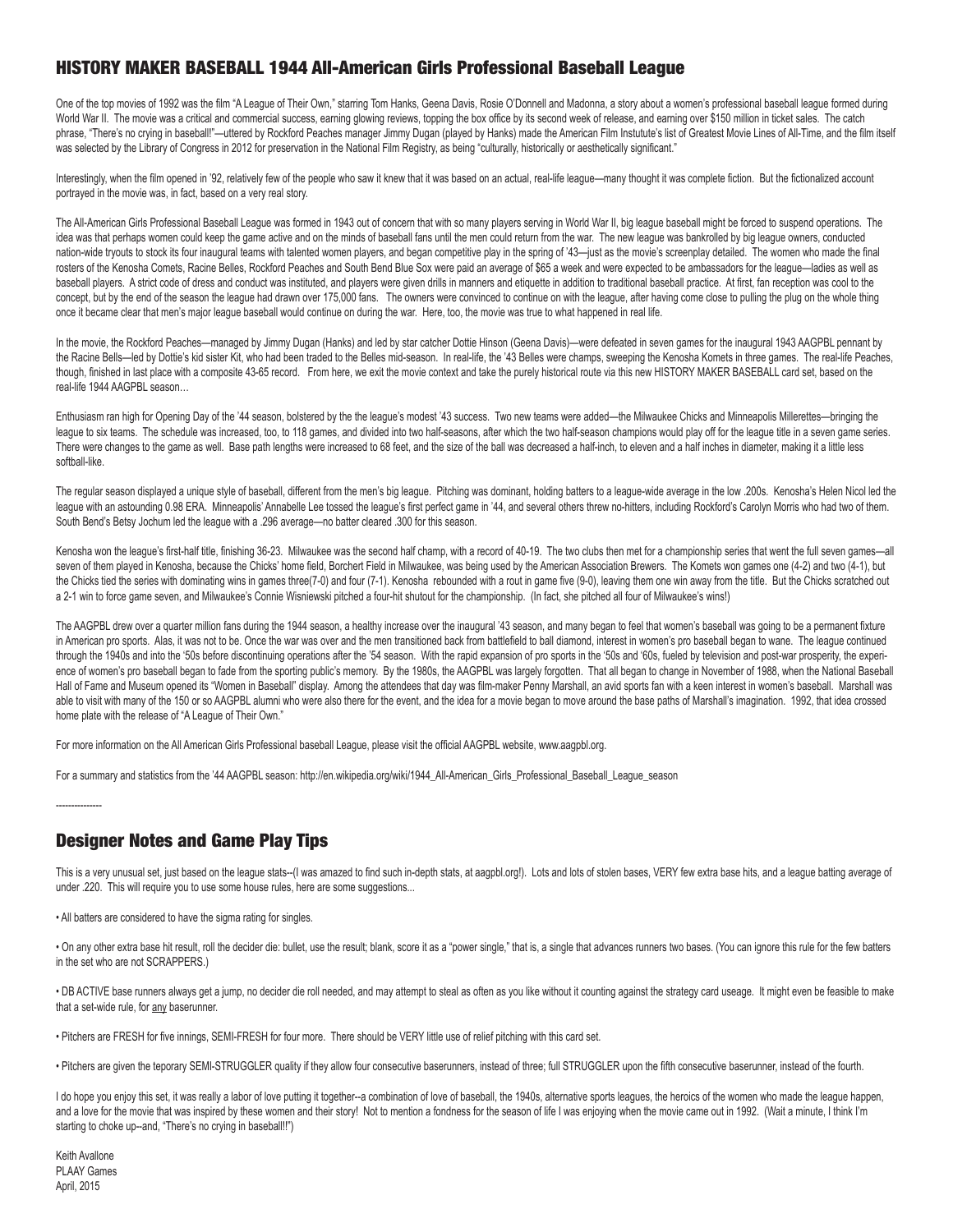## HISTORY MAKER BASEBALL 1944 All-American Girls Professional Baseball League

One of the top movies of 1992 was the film "A League of Their Own," starring Tom Hanks, Geena Davis, Rosie O'Donnell and Madonna, a story about a women's professional baseball league formed during World War II. The movie was a critical and commercial success, earning glowing reviews, topping the box office by its second week of release, and earning over $150 million in ticket sales. The catch phrase, "There's no crying in baseball!"—uttered by Rockford Peaches manager Jimmy Dugan (played by Hanks) made the American Film Instutute's list of Greatest Movie Lines of All-Time, and the film itself was selected by the Library of Congress in 2012 for preservation in the National Film Registry, as being "culturally, historically or aesthetically significant."

Interestingly, when the film opened in '92, relatively few of the people who saw it knew that it was based on an actual, real-life league—many thought it was complete fiction. But the fictionalized account portrayed in the movie was, in fact, based on a very real story.

The All-American Girls Professional Baseball League was formed in 1943 out of concern that with so many players serving in World War II, big league baseball might be forced to suspend operations. The idea was that perhaps women could keep the game active and on the minds of baseball fans until the men could return from the war. The new league was bankrolled by big league owners, conducted nation-wide tryouts to stock its four inaugural teams with talented women players, and began competitive play in the spring of '43—just as the movie's screenplay detailed. The women who made the final rosters of the Kenosha Comets, Racine Belles, Rockford Peaches and South Bend Blue Sox were paid an average of $65 a week and were expected to be ambassadors for the league—ladies as well as baseball players. A strict code of dress and conduct was instituted, and players were given drills in manners and etiquette in addition to traditional baseball practice. At first, fan reception was cool to the concept, but by the end of the season the league had drawn over 175,000 fans. The owners were convinced to continue on with the league, after having come close to pulling the plug on the whole thing once it became clear that men's major league baseball would continue on during the war. Here, too, the movie was true to what happened in real life.

In the movie, the Rockford Peaches—managed by Jimmy Dugan (Hanks) and led by star catcher Dottie Hinson (Geena Davis)—were defeated in seven games for the inaugural 1943 AAGPBL pennant by the Racine Bells—led by Dottie's kid sister Kit, who had been traded to the Belles mid-season. In real-life, the '43 Belles were champs, sweeping the Kenosha Komets in three games. The real-life Peaches, though, finished in last place with a composite 43-65 record. From here, we exit the movie context and take the purely historical route via this new HISTORY MAKER BASEBALL card set, based on the real-life 1944 AAGPBL season…

Enthusiasm ran high for Opening Day of the '44 season, bolstered by the the league's modest '43 success. Two new teams were added—the Milwaukee Chicks and Minneapolis Millerettes—bringing the league to six teams. The schedule was increased, too, to 118 games, and divided into two half-seasons, after which the two half-season champions would play off for the league title in a seven game series. There were changes to the game as well. Base path lengths were increased to 68 feet, and the size of the ball was decreased a half-inch, to eleven and a half inches in diameter, making it a little less softball-like.

The regular season displayed a unique style of baseball, different from the men's big league. Pitching was dominant, holding batters to a league-wide average in the low .200s. Kenosha's Helen Nicol led the league with an astounding 0.98 ERA. Minneapolis' Annabelle Lee tossed the league's first perfect game in '44, and several others threw no-hitters, including Rockford's Carolyn Morris who had two of them. South Bend's Betsy Jochum led the league with a .296 average—no batter cleared .300 for this season.

Kenosha won the league's first-half title, finishing 36-23. Milwaukee was the second half champ, with a record of 40-19. The two clubs then met for a championship series that went the full seven games—all seven of them played in Kenosha, because the Chicks' home field, Borchert Field in Milwaukee, was being used by the American Association Brewers. The Komets won games one (4-2) and two (4-1), but the Chicks tied the series with dominating wins in games three(7-0) and four (7-1). Kenosha rebounded with a rout in game five (9-0), leaving them one win away from the title. But the Chicks scratched out a 2-1 win to force game seven, and Milwaukee's Connie Wisniewski pitched a four-hit shutout for the championship. (In fact, she pitched all four of Milwaukee's wins!)

The AAGPBL drew over a quarter million fans during the 1944 season, a healthy increase over the inaugural '43 season, and many began to feel that women's baseball was going to be a permanent fixture in American pro sports. Alas, it was not to be. Once the war was over and the men transitioned back from battlefield to ball diamond, interest in women's pro baseball began to wane. The league continued through the 1940s and into the '50s before discontinuing operations after the '54 season. With the rapid expansion of pro sports in the '50s and '60s, fueled by television and post-war prosperity, the experience of women's pro baseball began to fade from the sporting public's memory. By the 1980s, the AAGPBL was largely forgotten. That all began to change in November of 1988, when the National Baseball Hall of Fame and Museum opened its "Women in Baseball" display. Among the attendees that day was film-maker Penny Marshall, an avid sports fan with a keen interest in women's baseball. Marshall was able to visit with many of the 150 or so AAGPBL alumni who were also there for the event, and the idea for a movie began to move around the base paths of Marshall's imagination. 1992, that idea crossed home plate with the release of "A League of Their Own."

For more information on the All American Girls Professional baseball League, please visit the official AAGPBL website, www.aagpbl.org.

For a summary and statistics from the '44 AAGPBL season: http://en.wikipedia.org/wiki/1944_All-American_Girls_Professional_Baseball_League_season

---------------

## Designer Notes and Game Play Tips

This is a very unusual set, just based on the league stats--(I was amazed to find such in-depth stats, at aagpbl.org!). Lots and lots of stolen bases, VERY few extra base hits, and a league batting average of under .220. This will require you to use some house rules, here are some suggestions...

- All batters are considered to have the sigma rating for singles.
- On any other extra base hit result, roll the decider die: bullet, use the result; blank, score it as a "power single," that is, a single that advances runners two bases. (You can ignore this rule for the few batters in the set who are not SCRAPPERS.)
- DB ACTIVE base runners always get a jump, no decider die roll needed, and may attempt to steal as often as you like without it counting against the strategy card useage. It might even be feasible to make that a set-wide rule, for <u>any</u> baserunner.
- Pitchers are FRESH for five innings, SEMI-FRESH for four more. There should be VERY little use of relief pitching with this card set.
- Pitchers are given the teporary SEMI-STRUGGLER quality if they allow four consecutive baserunners, instead of three; full STRUGGLER upon the fifth consecutive baserunner, instead of the fourth.

I do hope you enjoy this set, it was really a labor of love putting it together--a combination of love of baseball, the 1940s, alternative sports leagues, the heroics of the women who made the league happen, and a love for the movie that was inspired by these women and their story! Not to mention a fondness for the season of life I was enjoying when the movie came out in 1992. (Wait a minute, I think I'm starting to choke up--and, "There's no crying in baseball!!")

Keith Avallone
PLAAY Games
April, 2015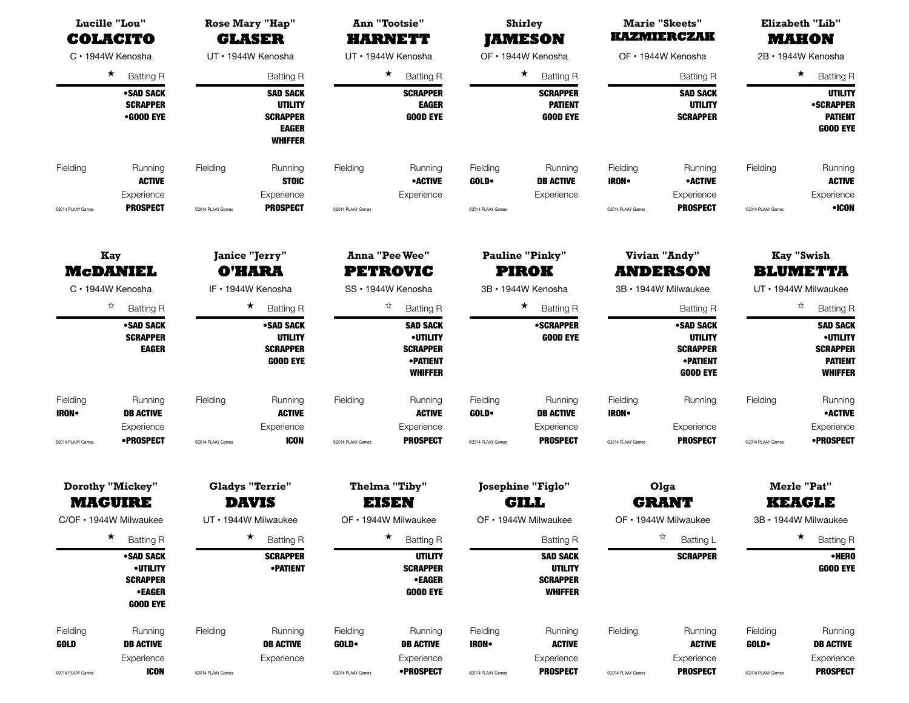### Lucille "Lou" COLACITO
C • 1944W Kenosha

★ Batting R

- •SAD SACK
- SCRAPPER
- •GOOD EYE

Fielding

Running: ACTIVE

Experience: PROSPECT

©2014 PLAAY Games

### Rose Mary "Hap" GLASER
UT • 1944W Kenosha

Batting R

- SAD SACK
- UTILITY
- SCRAPPER
- EAGER
- WHIFFER

Fielding

Running: STOIC

Experience: PROSPECT

©2014 PLAAY Games

### Ann "Tootsie" HARNETT
UT • 1944W Kenosha

★ Batting R

- SCRAPPER
- EAGER
- GOOD EYE

Fielding

Running: •ACTIVE

Experience

©2014 PLAAY Games

### Shirley JAMESON
OF • 1944W Kenosha

★ Batting R

- SCRAPPER
- PATIENT
- GOOD EYE

Fielding: GOLD•

Running: DB ACTIVE

Experience

©2014 PLAAY Games

### Marie "Skeets" KAZMIERCZAK
OF • 1944W Kenosha

Batting R

- SAD SACK
- UTILITY
- SCRAPPER

Fielding: IRON•

Running: •ACTIVE

Experience: PROSPECT

©2014 PLAAY Games

### Elizabeth "Lib" MAHON
2B • 1944W Kenosha

★ Batting R

- UTILITY
- •SCRAPPER
- PATIENT
- GOOD EYE

Fielding

Running: ACTIVE

Experience: •ICON

©2014 PLAAY Games

### Kay McDANIEL
C • 1944W Kenosha

☆ Batting R

- •SAD SACK
- SCRAPPER
- EAGER

Fielding: IRON•

Running: DB ACTIVE

Experience: •PROSPECT

©2014 PLAAY Games

### Janice "Jerry" O'HARA
IF • 1944W Kenosha

★ Batting R

- •SAD SACK
- UTILITY
- SCRAPPER
- GOOD EYE

Fielding

Running: ACTIVE

Experience: ICON

©2014 PLAAY Games

### Anna "Pee Wee" PETROVIC
SS • 1944W Kenosha

☆ Batting R

- SAD SACK
- •UTILITY
- SCRAPPER
- •PATIENT
- WHIFFER

Fielding

Running: ACTIVE

Experience: PROSPECT

©2014 PLAAY Games

### Pauline "Pinky" PIROK
3B • 1944W Kenosha

★ Batting R

- •SCRAPPER
- GOOD EYE

Fielding: GOLD•

Running: DB ACTIVE

Experience: PROSPECT

©2014 PLAAY Games

### Vivian "Andy" ANDERSON
3B • 1944W Milwaukee

Batting R

- •SAD SACK
- UTILITY
- SCRAPPER
- •PATIENT
- GOOD EYE

Fielding: IRON•

Running

Experience: PROSPECT

©2014 PLAAY Games

### Kay "Swish BLUMETTA
UT • 1944W Milwaukee

☆ Batting R

- SAD SACK
- •UTILITY
- SCRAPPER
- PATIENT
- WHIFFER

Fielding

Running: •ACTIVE

Experience: •PROSPECT

©2014 PLAAY Games

### Dorothy "Mickey" MAGUIRE
C/OF • 1944W Milwaukee

★ Batting R

- •SAD SACK
- •UTILITY
- SCRAPPER
- •EAGER
- GOOD EYE

Fielding: GOLD

Running: DB ACTIVE

Experience: ICON

©2014 PLAAY Games

### Gladys "Terrie" DAVIS
UT • 1944W Milwaukee

★ Batting R

- SCRAPPER
- •PATIENT

Fielding

Running: DB ACTIVE

Experience

©2014 PLAAY Games

### Thelma "Tiby" EISEN
OF • 1944W Milwaukee

★ Batting R

- UTILITY
- SCRAPPER
- •EAGER
- GOOD EYE

Fielding: GOLD•

Running: DB ACTIVE

Experience: •PROSPECT

©2014 PLAAY Games

### Josephine "Figlo" GILL
OF • 1944W Milwaukee

Batting R

- SAD SACK
- UTILITY
- SCRAPPER
- WHIFFER

Fielding: IRON•

Running: ACTIVE

Experience: PROSPECT

©2014 PLAAY Games

### Olga GRANT
OF • 1944W Milwaukee

☆ Batting L

- SCRAPPER

Fielding

Running: ACTIVE

Experience: PROSPECT

©2014 PLAAY Games

### Merle "Pat" KEAGLE
3B • 1944W Milwaukee

★ Batting R

- •HERO
- GOOD EYE

Fielding: GOLD•

Running: DB ACTIVE

Experience: PROSPECT

©2014 PLAAY Games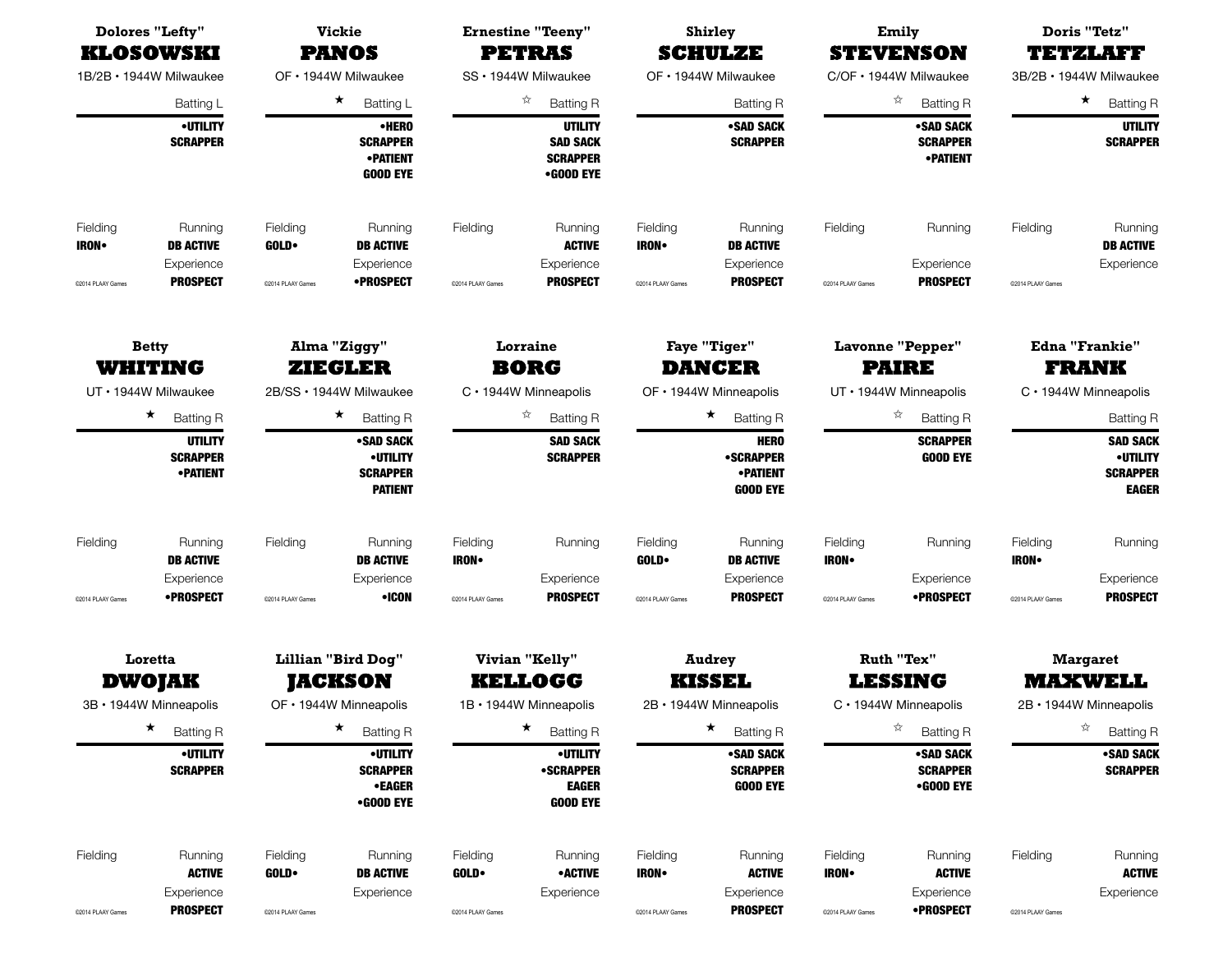## Dolores "Lefty" KLOSOWSKI

1B/2B • 1944W Milwaukee

Batting L

**•UTILITY**
**SCRAPPER**

Fielding: **IRON•**
Running: **DB ACTIVE**
Experience: **PROSPECT**

©2014 PLAAY Games

## Vickie PANOS

OF • 1944W Milwaukee

★ Batting L

**•HERO**
**SCRAPPER**
**•PATIENT**
**GOOD EYE**

Fielding: **GOLD•**
Running: **DB ACTIVE**
Experience: **•PROSPECT**

©2014 PLAAY Games

## Ernestine "Teeny" PETRAS

SS • 1944W Milwaukee

☆ Batting R

**UTILITY**
**SAD SACK**
**SCRAPPER**
**•GOOD EYE**

Fielding:
Running: **ACTIVE**
Experience: **PROSPECT**

©2014 PLAAY Games

## Shirley SCHULZE

OF • 1944W Milwaukee

Batting R

**•SAD SACK**
**SCRAPPER**

Fielding: **IRON•**
Running: **DB ACTIVE**
Experience: **PROSPECT**

©2014 PLAAY Games

## Emily STEVENSON

C/OF • 1944W Milwaukee

☆ Batting R

**•SAD SACK**
**SCRAPPER**
**•PATIENT**

Fielding:
Running:
Experience: **PROSPECT**

©2014 PLAAY Games

## Doris "Tetz" TETZLAFF

3B/2B • 1944W Milwaukee

★ Batting R

**UTILITY**
**SCRAPPER**

Fielding:
Running: **DB ACTIVE**
Experience:

©2014 PLAAY Games

## Betty WHITING

UT • 1944W Milwaukee

★ Batting R

**UTILITY**
**SCRAPPER**
**•PATIENT**

Fielding:
Running: **DB ACTIVE**
Experience: **•PROSPECT**

©2014 PLAAY Games

## Alma "Ziggy" ZIEGLER

2B/SS • 1944W Milwaukee

★ Batting R

**•SAD SACK**
**•UTILITY**
**SCRAPPER**
**PATIENT**

Fielding:
Running: **DB ACTIVE**
Experience: **•ICON**

©2014 PLAAY Games

## Lorraine BORG

C • 1944W Minneapolis

☆ Batting R

**SAD SACK**
**SCRAPPER**

Fielding: **IRON•**
Running:
Experience: **PROSPECT**

©2014 PLAAY Games

## Faye "Tiger" DANCER

OF • 1944W Minneapolis

★ Batting R

**HERO**
**•SCRAPPER**
**•PATIENT**
**GOOD EYE**

Fielding: **GOLD•**
Running: **DB ACTIVE**
Experience: **PROSPECT**

©2014 PLAAY Games

## Lavonne "Pepper" PAIRE

UT • 1944W Minneapolis

☆ Batting R

**SCRAPPER**
**GOOD EYE**

Fielding: **IRON•**
Running:
Experience: **•PROSPECT**

©2014 PLAAY Games

## Edna "Frankie" FRANK

C • 1944W Minneapolis

Batting R

**SAD SACK**
**•UTILITY**
**SCRAPPER**
**EAGER**

Fielding: **IRON•**
Running:
Experience: **PROSPECT**

©2014 PLAAY Games

## Loretta DWOJAK

3B • 1944W Minneapolis

★ Batting R

**•UTILITY**
**SCRAPPER**

Fielding:
Running: **ACTIVE**
Experience: **PROSPECT**

©2014 PLAAY Games

## Lillian "Bird Dog" JACKSON

OF • 1944W Minneapolis

★ Batting R

**•UTILITY**
**SCRAPPER**
**•EAGER**
**•GOOD EYE**

Fielding: **GOLD•**
Running: **DB ACTIVE**
Experience:

©2014 PLAAY Games

## Vivian "Kelly" KELLOGG

1B • 1944W Minneapolis

★ Batting R

**•UTILITY**
**•SCRAPPER**
**EAGER**
**GOOD EYE**

Fielding: **GOLD•**
Running: **•ACTIVE**
Experience:

©2014 PLAAY Games

## Audrey KISSEL

2B • 1944W Minneapolis

★ Batting R

**•SAD SACK**
**SCRAPPER**
**GOOD EYE**

Fielding: **IRON•**
Running: **ACTIVE**
Experience: **PROSPECT**

©2014 PLAAY Games

## Ruth "Tex" LESSING

C • 1944W Minneapolis

☆ Batting R

**•SAD SACK**
**SCRAPPER**
**•GOOD EYE**

Fielding: **IRON•**
Running: **ACTIVE**
Experience: **•PROSPECT**

©2014 PLAAY Games

## Margaret MAXWELL

2B • 1944W Minneapolis

☆ Batting R

**•SAD SACK**
**SCRAPPER**

Fielding:
Running: **ACTIVE**
Experience:

©2014 PLAAY Games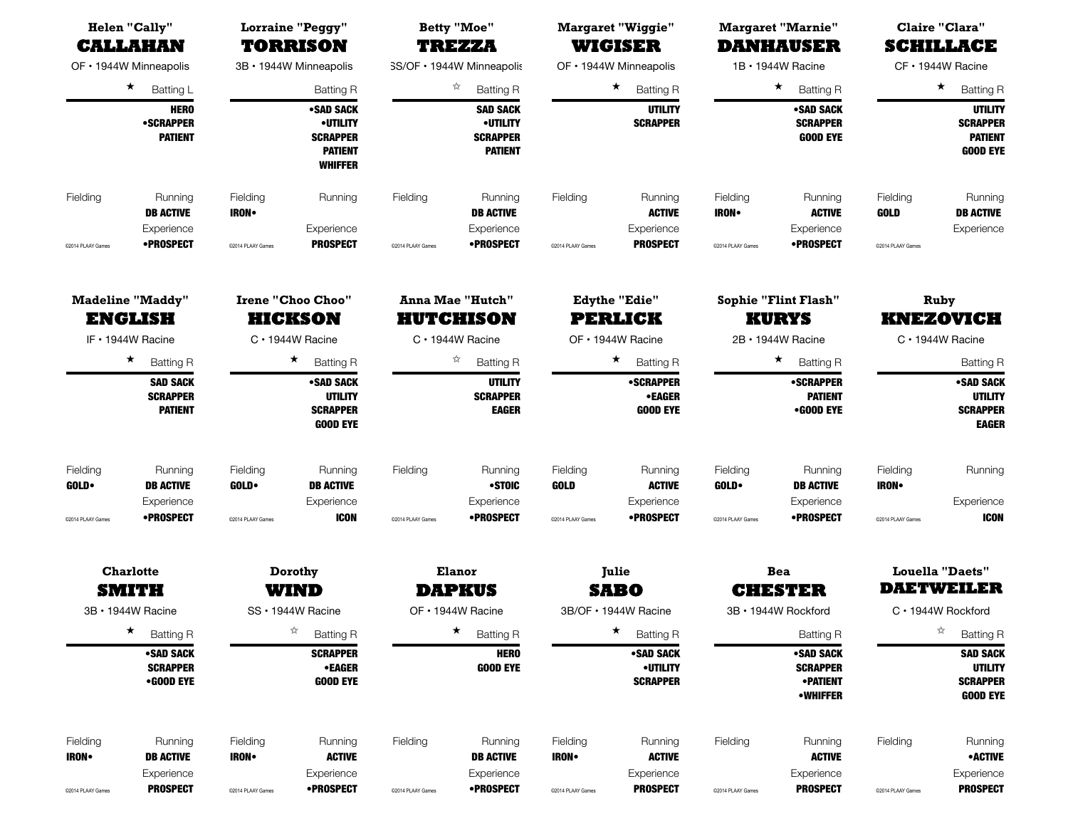## Helen "Cally" CALLAHAN

OF • 1944W Minneapolis

★ Batting L

**HERO**
**•SCRAPPER**
**PATIENT**

Fielding

Running: **DB ACTIVE**

Experience: **•PROSPECT**

©2014 PLAAY Games

## Lorraine "Peggy" TORRISON

3B • 1944W Minneapolis

Batting R

**•SAD SACK**
**•UTILITY**
**SCRAPPER**
**PATIENT**
**WHIFFER**

Fielding: **IRON•**

Running

Experience: **PROSPECT**

©2014 PLAAY Games

## Betty "Moe" TREZZA

SS/OF • 1944W Minneapolis

☆ Batting R

**SAD SACK**
**•UTILITY**
**SCRAPPER**
**PATIENT**

Fielding

Running: **DB ACTIVE**

Experience: **•PROSPECT**

©2014 PLAAY Games

## Margaret "Wiggie" WIGISER

OF • 1944W Minneapolis

★ Batting R

**UTILITY**
**SCRAPPER**

Fielding

Running: **ACTIVE**

Experience: **PROSPECT**

©2014 PLAAY Games

## Margaret "Marnie" DANHAUSER

1B • 1944W Racine

★ Batting R

**•SAD SACK**
**SCRAPPER**
**GOOD EYE**

Fielding: **IRON•**

Running: **ACTIVE**

Experience: **•PROSPECT**

©2014 PLAAY Games

## Claire "Clara" SCHILLACE

CF • 1944W Racine

★ Batting R

**UTILITY**
**SCRAPPER**
**PATIENT**
**GOOD EYE**

Fielding: **GOLD**

Running: **DB ACTIVE**

Experience

©2014 PLAAY Games

## Madeline "Maddy" ENGLISH

IF • 1944W Racine

★ Batting R

**SAD SACK**
**SCRAPPER**
**PATIENT**

Fielding: **GOLD•**

Running: **DB ACTIVE**

Experience: **•PROSPECT**

©2014 PLAAY Games

## Irene "Choo Choo" HICKSON

C • 1944W Racine

★ Batting R

**•SAD SACK**
**UTILITY**
**SCRAPPER**
**GOOD EYE**

Fielding: **GOLD•**

Running: **DB ACTIVE**

Experience: **ICON**

©2014 PLAAY Games

## Anna Mae "Hutch" HUTCHISON

C • 1944W Racine

☆ Batting R

**UTILITY**
**SCRAPPER**
**EAGER**

Fielding

Running: **•STOIC**

Experience: **•PROSPECT**

©2014 PLAAY Games

## Edythe "Edie" PERLICK

OF • 1944W Racine

★ Batting R

**•SCRAPPER**
**•EAGER**
**GOOD EYE**

Fielding: **GOLD**

Running: **ACTIVE**

Experience: **•PROSPECT**

©2014 PLAAY Games

## Sophie "Flint Flash" KURYS

2B • 1944W Racine

★ Batting R

**•SCRAPPER**
**PATIENT**
**•GOOD EYE**

Fielding: **GOLD•**

Running: **DB ACTIVE**

Experience: **•PROSPECT**

©2014 PLAAY Games

## Ruby KNEZOVICH

C • 1944W Racine

Batting R

**•SAD SACK**
**UTILITY**
**SCRAPPER**
**EAGER**

Fielding: **IRON•**

Running

Experience: **ICON**

©2014 PLAAY Games

## Charlotte SMITH

3B • 1944W Racine

★ Batting R

**•SAD SACK**
**SCRAPPER**
**•GOOD EYE**

Fielding: **IRON•**

Running: **DB ACTIVE**

Experience: **PROSPECT**

©2014 PLAAY Games

## Dorothy WIND

SS • 1944W Racine

☆ Batting R

**SCRAPPER**
**•EAGER**
**GOOD EYE**

Fielding: **IRON•**

Running: **ACTIVE**

Experience: **•PROSPECT**

©2014 PLAAY Games

## Elanor DAPKUS

OF • 1944W Racine

★ Batting R

**HERO**
**GOOD EYE**

Fielding

Running: **DB ACTIVE**

Experience: **•PROSPECT**

©2014 PLAAY Games

## Julie SABO

3B/OF • 1944W Racine

★ Batting R

**•SAD SACK**
**•UTILITY**
**SCRAPPER**

Fielding: **IRON•**

Running: **ACTIVE**

Experience: **PROSPECT**

©2014 PLAAY Games

## Bea CHESTER

3B • 1944W Rockford

Batting R

**•SAD SACK**
**SCRAPPER**
**•PATIENT**
**•WHIFFER**

Fielding

Running: **ACTIVE**

Experience: **PROSPECT**

©2014 PLAAY Games

## Louella "Daets" DAETWEILER

C • 1944W Rockford

☆ Batting R

**SAD SACK**
**UTILITY**
**SCRAPPER**
**GOOD EYE**

Fielding

Running: **•ACTIVE**

Experience: **PROSPECT**

©2014 PLAAY Games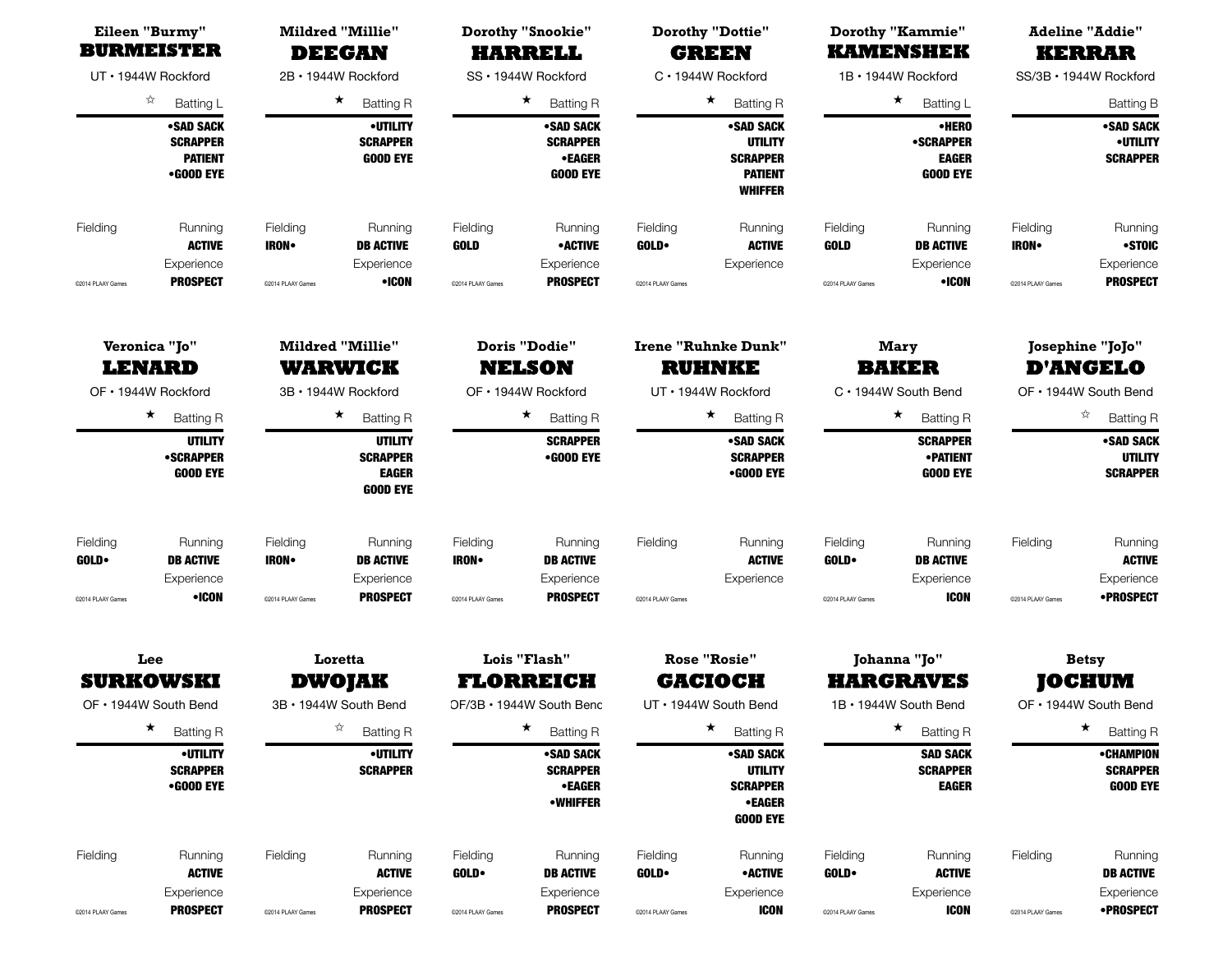### Eileen "Burmy"
## BURMEISTER
UT • 1944W Rockford

☆ Batting L

**•SAD SACK**
**SCRAPPER**
**PATIENT**
**•GOOD EYE**

Fielding

Running: **ACTIVE**

Experience: **PROSPECT**

©2014 PLAAY Games

### Mildred "Millie"
## DEEGAN
2B • 1944W Rockford

★ Batting R

**•UTILITY**
**SCRAPPER**
**GOOD EYE**

Fielding: **IRON•**

Running: **DB ACTIVE**

Experience: **•ICON**

©2014 PLAAY Games

### Dorothy "Snookie"
## HARRELL
SS • 1944W Rockford

★ Batting R

**•SAD SACK**
**SCRAPPER**
**•EAGER**
**GOOD EYE**

Fielding: **GOLD**

Running: **•ACTIVE**

Experience: **PROSPECT**

©2014 PLAAY Games

### Dorothy "Dottie"
## GREEN
C • 1944W Rockford

★ Batting R

**•SAD SACK**
**UTILITY**
**SCRAPPER**
**PATIENT**
**WHIFFER**

Fielding: **GOLD•**

Running: **ACTIVE**

Experience

©2014 PLAAY Games

### Dorothy "Kammie"
## KAMENSHEK
1B • 1944W Rockford

★ Batting L

**•HERO**
**•SCRAPPER**
**EAGER**
**GOOD EYE**

Fielding: **GOLD**

Running: **DB ACTIVE**

Experience: **•ICON**

©2014 PLAAY Games

### Adeline "Addie"
## KERRAR
SS/3B • 1944W Rockford

Batting B

**•SAD SACK**
**•UTILITY**
**SCRAPPER**

Fielding: **IRON•**

Running: **•STOIC**

Experience: **PROSPECT**

©2014 PLAAY Games

### Veronica "Jo"
## LENARD
OF • 1944W Rockford

★ Batting R

**UTILITY**
**•SCRAPPER**
**GOOD EYE**

Fielding: **GOLD•**

Running: **DB ACTIVE**

Experience: **•ICON**

©2014 PLAAY Games

### Mildred "Millie"
## WARWICK
3B • 1944W Rockford

★ Batting R

**UTILITY**
**SCRAPPER**
**EAGER**
**GOOD EYE**

Fielding: **IRON•**

Running: **DB ACTIVE**

Experience: **PROSPECT**

©2014 PLAAY Games

### Doris "Dodie"
## NELSON
OF • 1944W Rockford

★ Batting R

**SCRAPPER**
**•GOOD EYE**

Fielding: **IRON•**

Running: **DB ACTIVE**

Experience: **PROSPECT**

©2014 PLAAY Games

### Irene "Ruhnke Dunk"
## RUHNKE
UT • 1944W Rockford

★ Batting R

**•SAD SACK**
**SCRAPPER**
**•GOOD EYE**

Fielding

Running: **ACTIVE**

Experience

©2014 PLAAY Games

### Mary
## BAKER
C • 1944W South Bend

★ Batting R

**SCRAPPER**
**•PATIENT**
**GOOD EYE**

Fielding: **GOLD•**

Running: **DB ACTIVE**

Experience: **ICON**

©2014 PLAAY Games

### Josephine "JoJo"
## D'ANGELO
OF • 1944W South Bend

☆ Batting R

**•SAD SACK**
**UTILITY**
**SCRAPPER**

Fielding

Running: **ACTIVE**

Experience: **•PROSPECT**

©2014 PLAAY Games

### Lee
## SURKOWSKI
OF • 1944W South Bend

★ Batting R

**•UTILITY**
**SCRAPPER**
**•GOOD EYE**

Fielding

Running: **ACTIVE**

Experience: **PROSPECT**

©2014 PLAAY Games

### Loretta
## DWOJAK
3B • 1944W South Bend

☆ Batting R

**•UTILITY**
**SCRAPPER**

Fielding

Running: **ACTIVE**

Experience: **PROSPECT**

©2014 PLAAY Games

### Lois "Flash"
## FLORREICH
OF/3B • 1944W South Bend

★ Batting R

**•SAD SACK**
**SCRAPPER**
**•EAGER**
**•WHIFFER**

Fielding: **GOLD•**

Running: **DB ACTIVE**

Experience: **PROSPECT**

©2014 PLAAY Games

### Rose "Rosie"
## GACIOCH
UT • 1944W South Bend

★ Batting R

**•SAD SACK**
**UTILITY**
**SCRAPPER**
**•EAGER**
**GOOD EYE**

Fielding: **GOLD•**

Running: **•ACTIVE**

Experience: **ICON**

©2014 PLAAY Games

### Johanna "Jo"
## HARGRAVES
1B • 1944W South Bend

★ Batting R

**SAD SACK**
**SCRAPPER**
**EAGER**

Fielding: **GOLD•**

Running: **ACTIVE**

Experience: **ICON**

©2014 PLAAY Games

### Betsy
## JOCHUM
OF • 1944W South Bend

★ Batting R

**•CHAMPION**
**SCRAPPER**
**GOOD EYE**

Fielding

Running: **DB ACTIVE**

Experience: **•PROSPECT**

©2014 PLAAY Games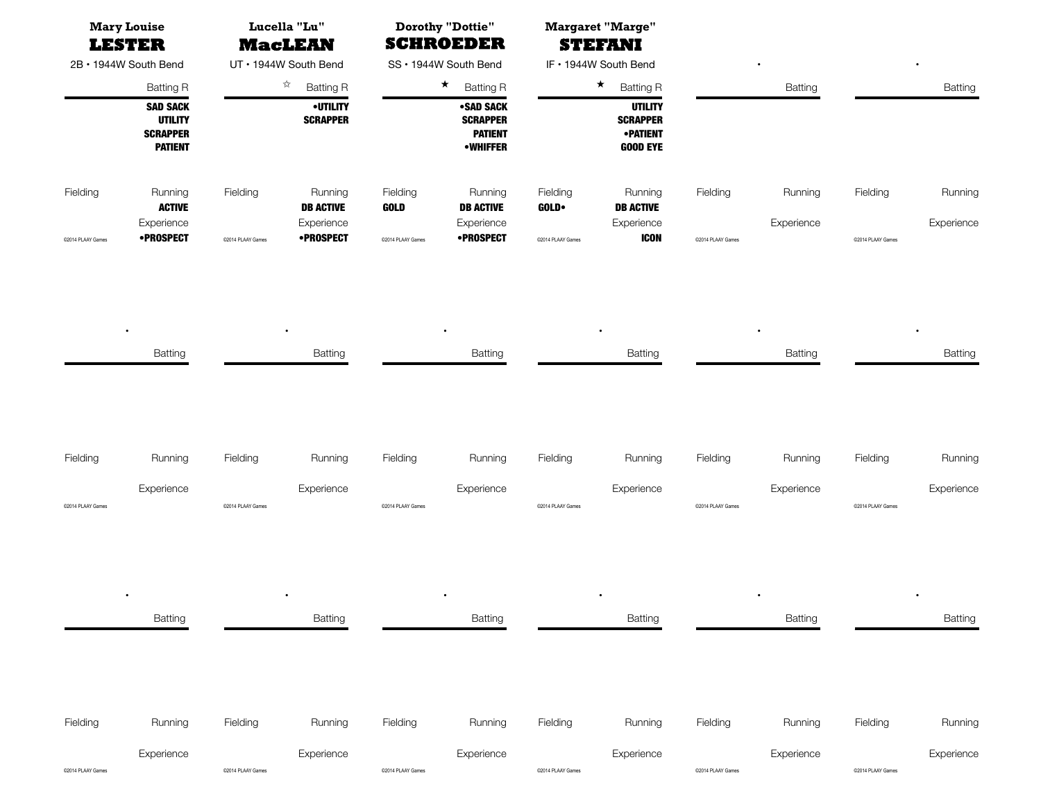**Mary Louise**
**LESTER**

2B • 1944W South Bend

Batting R

**SAD SACK**
**UTILITY**
**SCRAPPER**
**PATIENT**

Fielding

Running
**ACTIVE**

Experience
**•PROSPECT**

©2014 PLAAY Games

---

**Lucella "Lu"**
**MacLEAN**

UT • 1944W South Bend

☆ Batting R

**•UTILITY**
**SCRAPPER**

Fielding

Running
**DB ACTIVE**

Experience
**•PROSPECT**

©2014 PLAAY Games

---

**Dorothy "Dottie"**
**SCHROEDER**

SS • 1944W South Bend

★ Batting R

**•SAD SACK**
**SCRAPPER**
**PATIENT**
**•WHIFFER**

Fielding
**GOLD**

Running
**DB ACTIVE**

Experience
**•PROSPECT**

©2014 PLAAY Games

---

**Margaret "Marge"**
**STEFANI**

IF • 1944W South Bend

★ Batting R

**UTILITY**
**SCRAPPER**
**•PATIENT**
**GOOD EYE**

Fielding
**GOLD•**

Running
**DB ACTIVE**

Experience
**ICON**

©2014 PLAAY Games

---

•

Batting

Fielding

Running

Experience

©2014 PLAAY Games

---

•

Batting

Fielding

Running

Experience

©2014 PLAAY Games

---

•

Batting

Fielding

Running

Experience

©2014 PLAAY Games

---

•

Batting

Fielding

Running

Experience

©2014 PLAAY Games

---

•

Batting

Fielding

Running

Experience

©2014 PLAAY Games

---

•

Batting

Fielding

Running

Experience

©2014 PLAAY Games

---

•

Batting

Fielding

Running

Experience

©2014 PLAAY Games

---

•

Batting

Fielding

Running

Experience

©2014 PLAAY Games

---

•

Batting

Fielding

Running

Experience

©2014 PLAAY Games

---

•

Batting

Fielding

Running

Experience

©2014 PLAAY Games

---

•

Batting

Fielding

Running

Experience

©2014 PLAAY Games

---

•

Batting

Fielding

Running

Experience

©2014 PLAAY Games

---

•

Batting

Fielding

Running

Experience

©2014 PLAAY Games

---

•

Batting

Fielding

Running

Experience

©2014 PLAAY Games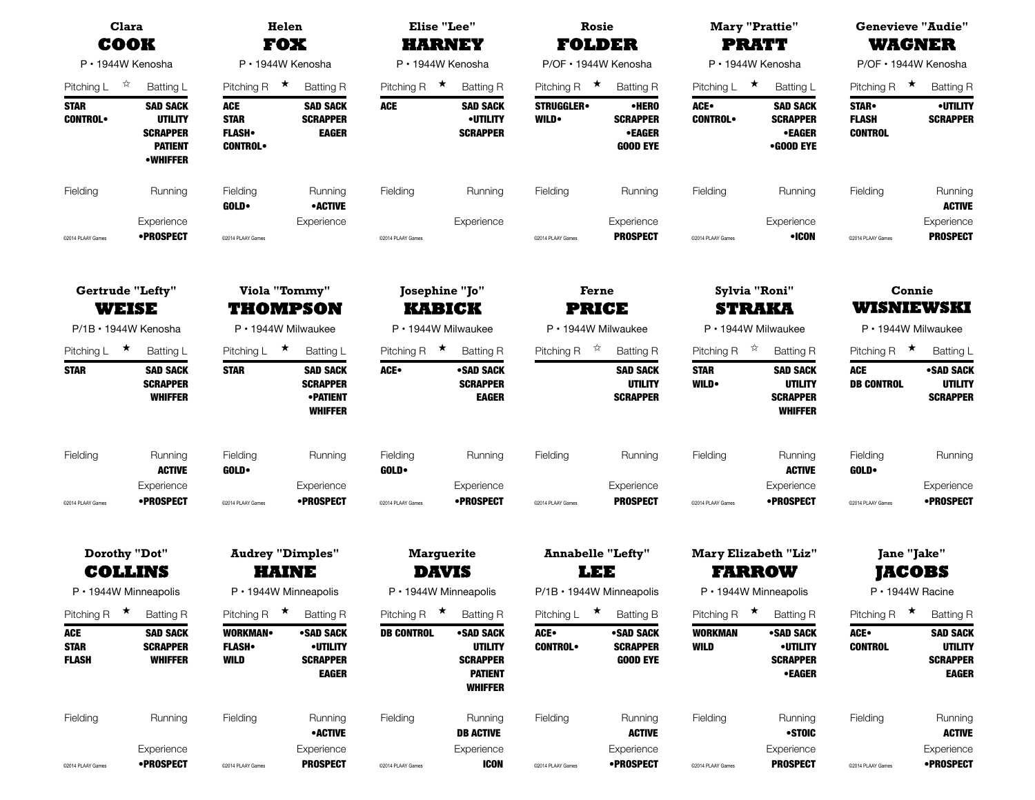## Clara COOK

P • 1944W Kenosha

Pitching L ☆ Batting L

| Pitching | Batting |
|---|---|
| STAR | SAD SACK |
| CONTROL• | UTILITY |
| | SCRAPPER |
| | PATIENT |
| | •WHIFFER |

Fielding | Running

Experience: •PROSPECT

©2014 PLAAY Games

## Helen FOX

P • 1944W Kenosha

Pitching R ★ Batting R

| Pitching | Batting |
|---|---|
| ACE | SAD SACK |
| STAR | SCRAPPER |
| FLASH• | EAGER |
| CONTROL• | |

Fielding: GOLD• | Running: •ACTIVE

Experience

©2014 PLAAY Games

## Elise "Lee" HARNEY

P • 1944W Kenosha

Pitching R ★ Batting R

| Pitching | Batting |
|---|---|
| ACE | SAD SACK |
| | •UTILITY |
| | SCRAPPER |

Fielding | Running

Experience

©2014 PLAAY Games

## Rosie FOLDER

P/OF • 1944W Kenosha

Pitching R ★ Batting R

| Pitching | Batting |
|---|---|
| STRUGGLER• | •HERO |
| WILD• | SCRAPPER |
| | •EAGER |
| | GOOD EYE |

Fielding | Running

Experience: PROSPECT

©2014 PLAAY Games

## Mary "Prattie" PRATT

P • 1944W Kenosha

Pitching L ★ Batting L

| Pitching | Batting |
|---|---|
| ACE• | SAD SACK |
| CONTROL• | SCRAPPER |
| | •EAGER |
| | •GOOD EYE |

Fielding | Running

Experience: •ICON

©2014 PLAAY Games

## Genevieve "Audie" WAGNER

P/OF • 1944W Kenosha

Pitching R ★ Batting R

| Pitching | Batting |
|---|---|
| STAR• | •UTILITY |
| FLASH | SCRAPPER |
| CONTROL | |

Fielding | Running: ACTIVE

Experience: PROSPECT

©2014 PLAAY Games

## Gertrude "Lefty" WEISE

P/1B • 1944W Kenosha

Pitching L ★ Batting L

| Pitching | Batting |
|---|---|
| STAR | SAD SACK |
| | SCRAPPER |
| | WHIFFER |

Fielding | Running: ACTIVE

Experience: •PROSPECT

©2014 PLAAY Games

## Viola "Tommy" THOMPSON

P • 1944W Milwaukee

Pitching L ★ Batting L

| Pitching | Batting |
|---|---|
| STAR | SAD SACK |
| | SCRAPPER |
| | •PATIENT |
| | WHIFFER |

Fielding: GOLD• | Running

Experience: •PROSPECT

©2014 PLAAY Games

## Josephine "Jo" KABICK

P • 1944W Milwaukee

Pitching R ★ Batting R

| Pitching | Batting |
|---|---|
| ACE• | •SAD SACK |
| | SCRAPPER |
| | EAGER |

Fielding: GOLD• | Running

Experience: •PROSPECT

©2014 PLAAY Games

## Ferne PRICE

P • 1944W Milwaukee

Pitching R ☆ Batting R

| Pitching | Batting |
|---|---|
| | SAD SACK |
| | UTILITY |
| | SCRAPPER |

Fielding | Running

Experience: PROSPECT

©2014 PLAAY Games

## Sylvia "Roni" STRAKA

P • 1944W Milwaukee

Pitching R ☆ Batting R

| Pitching | Batting |
|---|---|
| STAR | SAD SACK |
| WILD• | UTILITY |
| | SCRAPPER |
| | WHIFFER |

Fielding | Running: ACTIVE

Experience: •PROSPECT

©2014 PLAAY Games

## Connie WISNIEWSKI

P • 1944W Milwaukee

Pitching R ★ Batting L

| Pitching | Batting |
|---|---|
| ACE | •SAD SACK |
| DB CONTROL | UTILITY |
| | SCRAPPER |

Fielding: GOLD• | Running

Experience: •PROSPECT

©2014 PLAAY Games

## Dorothy "Dot" COLLINS

P • 1944W Minneapolis

Pitching R ★ Batting R

| Pitching | Batting |
|---|---|
| ACE | SAD SACK |
| STAR | SCRAPPER |
| FLASH | WHIFFER |

Fielding | Running

Experience: •PROSPECT

©2014 PLAAY Games

## Audrey "Dimples" HAINE

P • 1944W Minneapolis

Pitching R ★ Batting R

| Pitching | Batting |
|---|---|
| WORKMAN• | •SAD SACK |
| FLASH• | •UTILITY |
| WILD | SCRAPPER |
| | EAGER |

Fielding | Running: •ACTIVE

Experience: PROSPECT

©2014 PLAAY Games

## Marguerite DAVIS

P • 1944W Minneapolis

Pitching R ★ Batting R

| Pitching | Batting |
|---|---|
| DB CONTROL | •SAD SACK |
| | UTILITY |
| | SCRAPPER |
| | PATIENT |
| | WHIFFER |

Fielding | Running: DB ACTIVE

Experience: ICON

©2014 PLAAY Games

## Annabelle "Lefty" LEE

P/1B • 1944W Minneapolis

Pitching L ★ Batting B

| Pitching | Batting |
|---|---|
| ACE• | •SAD SACK |
| CONTROL• | SCRAPPER |
| | GOOD EYE |

Fielding | Running: ACTIVE

Experience: •PROSPECT

©2014 PLAAY Games

## Mary Elizabeth "Liz" FARROW

P • 1944W Minneapolis

Pitching R ★ Batting R

| Pitching | Batting |
|---|---|
| WORKMAN | •SAD SACK |
| WILD | •UTILITY |
| | SCRAPPER |
| | •EAGER |

Fielding | Running: •STOIC

Experience: PROSPECT

©2014 PLAAY Games

## Jane "Jake" JACOBS

P • 1944W Racine

Pitching R ★ Batting R

| Pitching | Batting |
|---|---|
| ACE• | SAD SACK |
| CONTROL | UTILITY |
| | SCRAPPER |
| | EAGER |

Fielding | Running: ACTIVE

Experience: •PROSPECT

©2014 PLAAY Games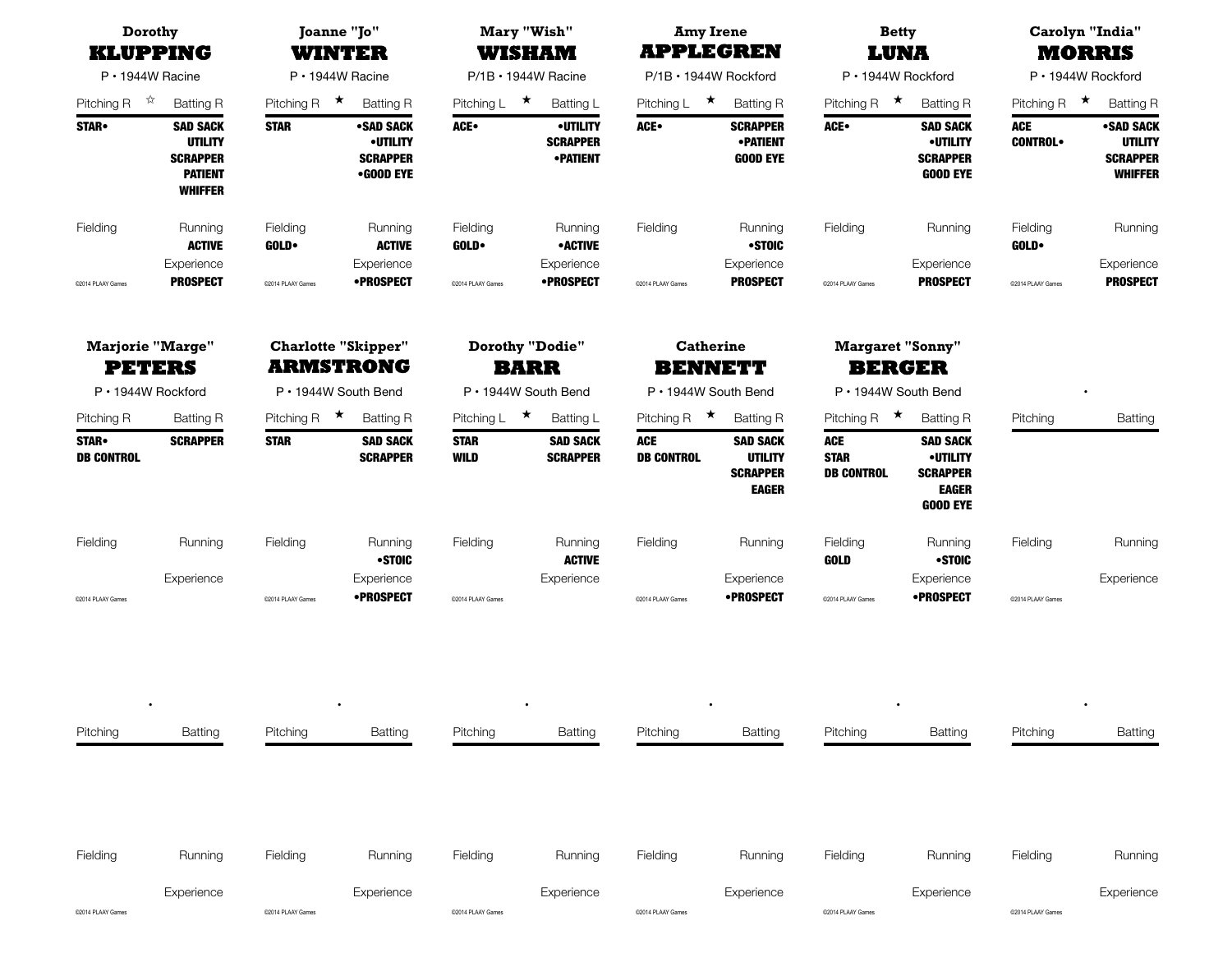**Dorothy**
**KLUPPING**
P • 1944W Racine

| Pitching R ☆ | Batting R |
|---|---|
| STAR• | SAD SACK |
| | UTILITY |
| | SCRAPPER |
| | PATIENT |
| | WHIFFER |

| Fielding | Running |
|---|---|
| | ACTIVE |
| | Experience |
| | PROSPECT |

©2014 PLAAY Games

---

**Joanne "Jo"**
**WINTER**
P • 1944W Racine

| Pitching R ★ | Batting R |
|---|---|
| STAR | •SAD SACK |
| | •UTILITY |
| | SCRAPPER |
| | •GOOD EYE |

| Fielding | Running |
|---|---|
| GOLD• | ACTIVE |
| | Experience |
| | •PROSPECT |

©2014 PLAAY Games

---

**Mary "Wish"**
**WISHAM**
P/1B • 1944W Racine

| Pitching L ★ | Batting L |
|---|---|
| ACE• | •UTILITY |
| | SCRAPPER |
| | •PATIENT |

| Fielding | Running |
|---|---|
| GOLD• | •ACTIVE |
| | Experience |
| | •PROSPECT |

©2014 PLAAY Games

---

**Amy Irene**
**APPLEGREN**
P/1B • 1944W Rockford

| Pitching L ★ | Batting R |
|---|---|
| ACE• | SCRAPPER |
| | •PATIENT |
| | GOOD EYE |

| Fielding | Running |
|---|---|
| | •STOIC |
| | Experience |
| | PROSPECT |

©2014 PLAAY Games

---

**Betty**
**LUNA**
P • 1944W Rockford

| Pitching R ★ | Batting R |
|---|---|
| ACE• | SAD SACK |
| | •UTILITY |
| | SCRAPPER |
| | GOOD EYE |

| Fielding | Running |
|---|---|
| | |
| | Experience |
| | PROSPECT |

©2014 PLAAY Games

---

**Carolyn "India"**
**MORRIS**
P • 1944W Rockford

| Pitching R ★ | Batting R |
|---|---|
| ACE | •SAD SACK |
| CONTROL• | UTILITY |
| | SCRAPPER |
| | WHIFFER |

| Fielding | Running |
|---|---|
| GOLD• | |
| | Experience |
| | PROSPECT |

©2014 PLAAY Games

---

**Marjorie "Marge"**
**PETERS**
P • 1944W Rockford

| Pitching R | Batting R |
|---|---|
| STAR• | SCRAPPER |
| DB CONTROL | |

| Fielding | Running |
|---|---|
| | |
| | Experience |

©2014 PLAAY Games

---

**Charlotte "Skipper"**
**ARMSTRONG**
P • 1944W South Bend

| Pitching R ★ | Batting R |
|---|---|
| STAR | SAD SACK |
| | SCRAPPER |

| Fielding | Running |
|---|---|
| | •STOIC |
| | Experience |
| | •PROSPECT |

©2014 PLAAY Games

---

**Dorothy "Dodie"**
**BARR**
P • 1944W South Bend

| Pitching L ★ | Batting L |
|---|---|
| STAR | SAD SACK |
| WILD | SCRAPPER |

| Fielding | Running |
|---|---|
| | ACTIVE |
| | Experience |

©2014 PLAAY Games

---

**Catherine**
**BENNETT**
P • 1944W South Bend

| Pitching R ★ | Batting R |
|---|---|
| ACE | SAD SACK |
| DB CONTROL | UTILITY |
| | SCRAPPER |
| | EAGER |

| Fielding | Running |
|---|---|
| | |
| | Experience |
| | •PROSPECT |

©2014 PLAAY Games

---

**Margaret "Sonny"**
**BERGER**
P • 1944W South Bend

| Pitching R ★ | Batting R |
|---|---|
| ACE | SAD SACK |
| STAR | •UTILITY |
| DB CONTROL | SCRAPPER |
| | EAGER |
| | GOOD EYE |

| Fielding | Running |
|---|---|
| GOLD | •STOIC |
| | Experience |
| | •PROSPECT |

©2014 PLAAY Games